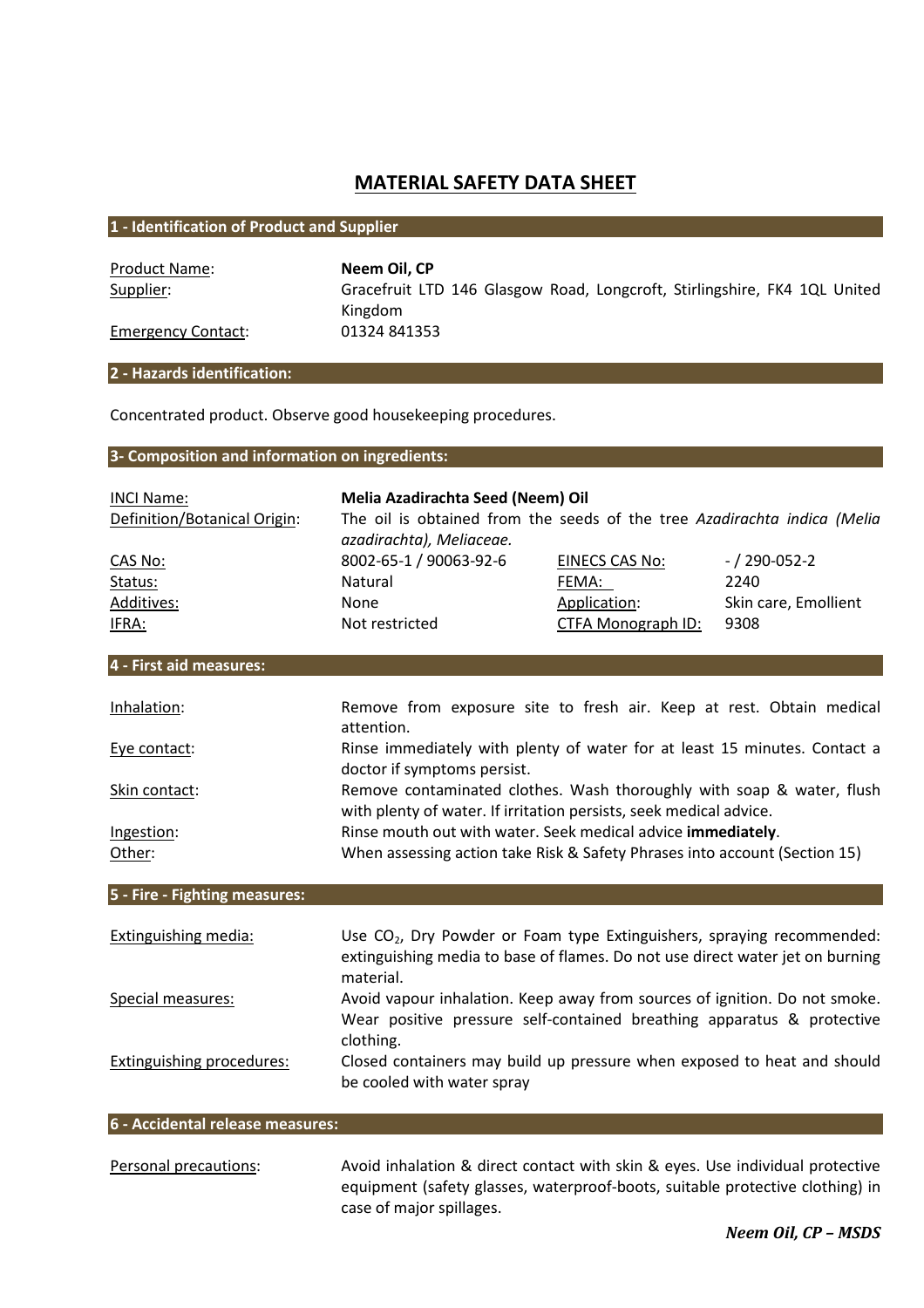# MATERIAL SAFETY DATA SHEET

## 1 - Identification of Product and Supplier

| | |
|---|---|
| Product Name: | **Neem Oil, CP** |
| Supplier: | Gracefruit LTD 146 Glasgow Road, Longcroft, Stirlingshire, FK4 1QL United Kingdom |
| Emergency Contact: | 01324 841353 |

## 2 - Hazards identification:

Concentrated product. Observe good housekeeping procedures.

## 3- Composition and information on ingredients:

| | | | |
|---|---|---|---|
| INCI Name: | **Melia Azadirachta Seed (Neem) Oil** | | |
| Definition/Botanical Origin: | The oil is obtained from the seeds of the tree *Azadirachta indica (Melia azadirachta), Meliaceae.* | | |
| CAS No: | 8002-65-1 / 90063-92-6 | EINECS CAS No: | - / 290-052-2 |
| Status: | Natural | FEMA: | 2240 |
| Additives: | None | Application: | Skin care, Emollient |
| IFRA: | Not restricted | CTFA Monograph ID: | 9308 |

## 4 - First aid measures:

| | |
|---|---|
| Inhalation: | Remove from exposure site to fresh air. Keep at rest. Obtain medical attention. |
| Eye contact: | Rinse immediately with plenty of water for at least 15 minutes. Contact a doctor if symptoms persist. |
| Skin contact: | Remove contaminated clothes. Wash thoroughly with soap & water, flush with plenty of water. If irritation persists, seek medical advice. |
| Ingestion: | Rinse mouth out with water. Seek medical advice **immediately**. |
| Other: | When assessing action take Risk & Safety Phrases into account (Section 15) |

## 5 - Fire - Fighting measures:

| | |
|---|---|
| Extinguishing media: | Use $CO_2$, Dry Powder or Foam type Extinguishers, spraying recommended: extinguishing media to base of flames. Do not use direct water jet on burning material. |
| Special measures: | Avoid vapour inhalation. Keep away from sources of ignition. Do not smoke. Wear positive pressure self-contained breathing apparatus & protective clothing. |
| Extinguishing procedures: | Closed containers may build up pressure when exposed to heat and should be cooled with water spray |

## 6 - Accidental release measures:

| | |
|---|---|
| Personal precautions: | Avoid inhalation & direct contact with skin & eyes. Use individual protective equipment (safety glasses, waterproof-boots, suitable protective clothing) in case of major spillages. |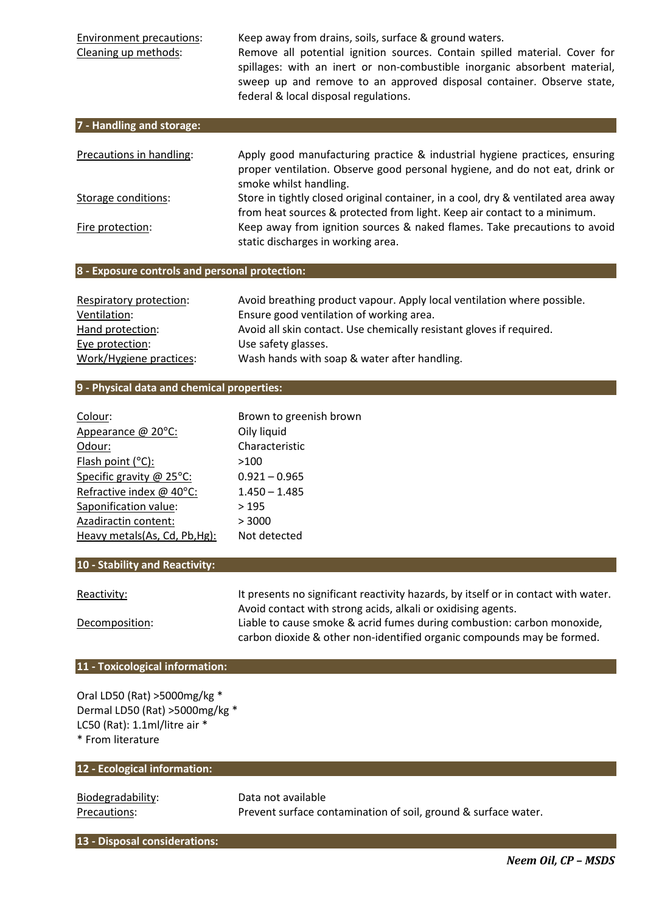| | |
|---|---|
| Environment precautions: | Keep away from drains, soils, surface & ground waters. |
| Cleaning up methods: | Remove all potential ignition sources. Contain spilled material. Cover for spillages: with an inert or non-combustible inorganic absorbent material, sweep up and remove to an approved disposal container. Observe state, federal & local disposal regulations. |

## 7 - Handling and storage:

| | |
|---|---|
| Precautions in handling: | Apply good manufacturing practice & industrial hygiene practices, ensuring proper ventilation. Observe good personal hygiene, and do not eat, drink or smoke whilst handling. |
| Storage conditions: | Store in tightly closed original container, in a cool, dry & ventilated area away from heat sources & protected from light. Keep air contact to a minimum. |
| Fire protection: | Keep away from ignition sources & naked flames. Take precautions to avoid static discharges in working area. |

## 8 - Exposure controls and personal protection:

| | |
|---|---|
| Respiratory protection: | Avoid breathing product vapour. Apply local ventilation where possible. |
| Ventilation: | Ensure good ventilation of working area. |
| Hand protection: | Avoid all skin contact. Use chemically resistant gloves if required. |
| Eye protection: | Use safety glasses. |
| Work/Hygiene practices: | Wash hands with soap & water after handling. |

## 9 - Physical data and chemical properties:

| | |
|---|---|
| Colour: | Brown to greenish brown |
| Appearance @ 20°C: | Oily liquid |
| Odour: | Characteristic |
| Flash point (°C): | >100 |
| Specific gravity @ 25°C: | 0.921 – 0.965 |
| Refractive index @ 40°C: | 1.450 – 1.485 |
| Saponification value: | > 195 |
| Azadiractin content: | > 3000 |
| Heavy metals(As, Cd, Pb,Hg): | Not detected |

## 10 - Stability and Reactivity:

| | |
|---|---|
| Reactivity: | It presents no significant reactivity hazards, by itself or in contact with water. Avoid contact with strong acids, alkali or oxidising agents. |
| Decomposition: | Liable to cause smoke & acrid fumes during combustion: carbon monoxide, carbon dioxide & other non-identified organic compounds may be formed. |

## 11 - Toxicological information:

Oral LD50 (Rat) >5000mg/kg *
Dermal LD50 (Rat) >5000mg/kg *
LC50 (Rat): 1.1ml/litre air *
* From literature

## 12 - Ecological information:

| | |
|---|---|
| Biodegradability: | Data not available |
| Precautions: | Prevent surface contamination of soil, ground & surface water. |

## 13 - Disposal considerations: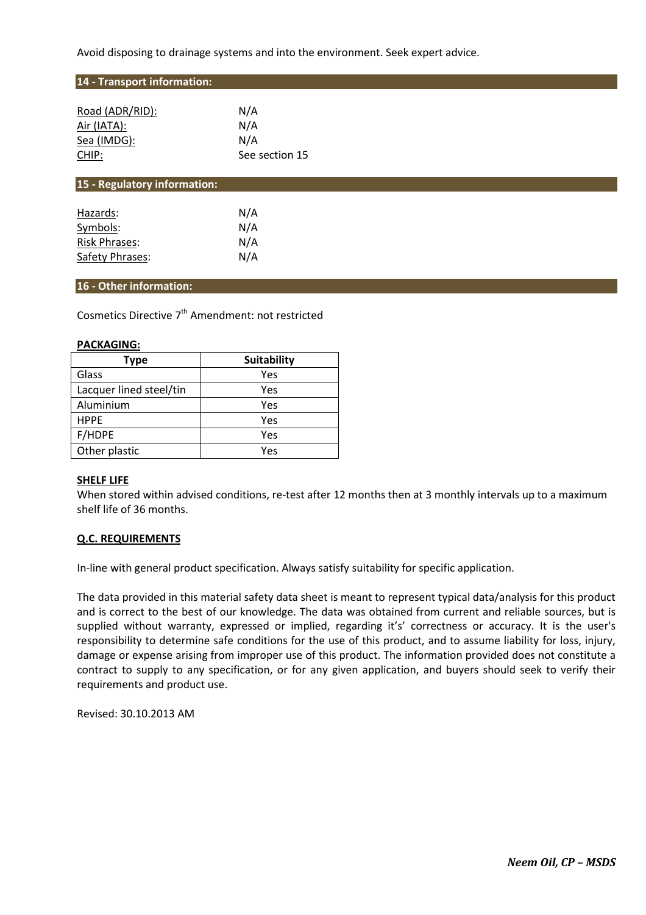Avoid disposing to drainage systems and into the environment. Seek expert advice.

## 14 - Transport information:

| | |
|---|---|
| Road (ADR/RID): | N/A |
| Air (IATA): | N/A |
| Sea (IMDG): | N/A |
| CHIP: | See section 15 |

## 15 - Regulatory information:

| | |
|---|---|
| Hazards: | N/A |
| Symbols: | N/A |
| Risk Phrases: | N/A |
| Safety Phrases: | N/A |

## 16 - Other information:

Cosmetics Directive 7th Amendment: not restricted

**PACKAGING:**

| Type | Suitability |
|---|---|
| Glass | Yes |
| Lacquer lined steel/tin | Yes |
| Aluminium | Yes |
| HPPE | Yes |
| F/HDPE | Yes |
| Other plastic | Yes |

**SHELF LIFE**

When stored within advised conditions, re-test after 12 months then at 3 monthly intervals up to a maximum shelf life of 36 months.

**Q.C. REQUIREMENTS**

In-line with general product specification. Always satisfy suitability for specific application.

The data provided in this material safety data sheet is meant to represent typical data/analysis for this product and is correct to the best of our knowledge. The data was obtained from current and reliable sources, but is supplied without warranty, expressed or implied, regarding it's' correctness or accuracy. It is the user's responsibility to determine safe conditions for the use of this product, and to assume liability for loss, injury, damage or expense arising from improper use of this product. The information provided does not constitute a contract to supply to any specification, or for any given application, and buyers should seek to verify their requirements and product use.

Revised: 30.10.2013 AM